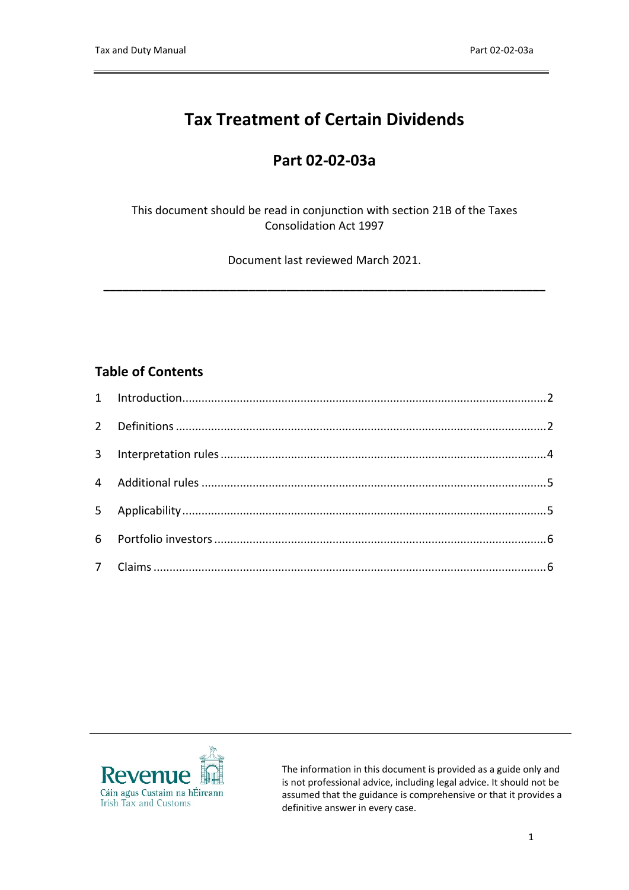# Tax Treatment of Certain Dividends

## Part 02-02-03a

This document should be read in conjunction with section 21B of the Taxes Consolidation Act 1997

Document last reviewed March 2021.

---

### Table of Contents

1 Introduction....................................................................................................2

2 Definitions ......................................................................................................2

3 Interpretation rules .........................................................................................4

4 Additional rules ..............................................................................................5

5 Applicability....................................................................................................5

6 Portfolio investors ..........................................................................................6

7 Claims .............................................................................................................6

Revenue
Cáin agus Custaim na hÉireann
Irish Tax and Customs

The information in this document is provided as a guide only and is not professional advice, including legal advice. It should not be assumed that the guidance is comprehensive or that it provides a definitive answer in every case.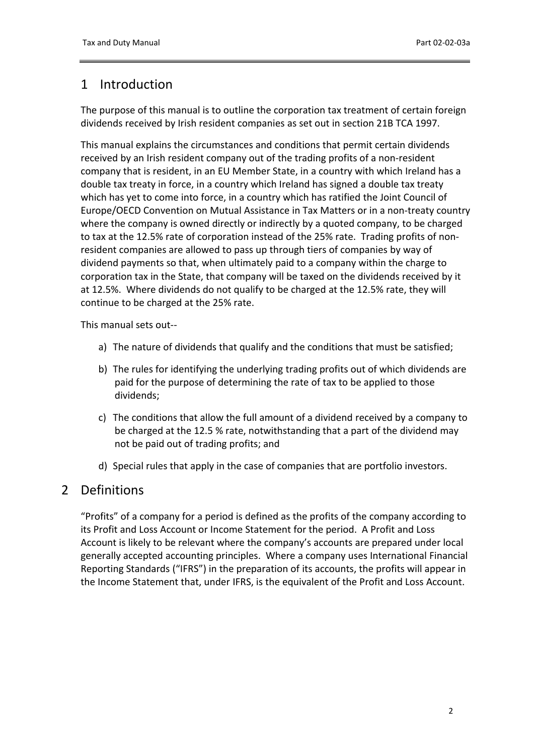# 1 Introduction

The purpose of this manual is to outline the corporation tax treatment of certain foreign dividends received by Irish resident companies as set out in section 21B TCA 1997.

This manual explains the circumstances and conditions that permit certain dividends received by an Irish resident company out of the trading profits of a non-resident company that is resident, in an EU Member State, in a country with which Ireland has a double tax treaty in force, in a country which Ireland has signed a double tax treaty which has yet to come into force, in a country which has ratified the Joint Council of Europe/OECD Convention on Mutual Assistance in Tax Matters or in a non-treaty country where the company is owned directly or indirectly by a quoted company, to be charged to tax at the 12.5% rate of corporation instead of the 25% rate. Trading profits of non-resident companies are allowed to pass up through tiers of companies by way of dividend payments so that, when ultimately paid to a company within the charge to corporation tax in the State, that company will be taxed on the dividends received by it at 12.5%. Where dividends do not qualify to be charged at the 12.5% rate, they will continue to be charged at the 25% rate.

This manual sets out--

a) The nature of dividends that qualify and the conditions that must be satisfied;

b) The rules for identifying the underlying trading profits out of which dividends are paid for the purpose of determining the rate of tax to be applied to those dividends;

c) The conditions that allow the full amount of a dividend received by a company to be charged at the 12.5 % rate, notwithstanding that a part of the dividend may not be paid out of trading profits; and

d) Special rules that apply in the case of companies that are portfolio investors.

# 2 Definitions

"Profits" of a company for a period is defined as the profits of the company according to its Profit and Loss Account or Income Statement for the period. A Profit and Loss Account is likely to be relevant where the company's accounts are prepared under local generally accepted accounting principles. Where a company uses International Financial Reporting Standards ("IFRS") in the preparation of its accounts, the profits will appear in the Income Statement that, under IFRS, is the equivalent of the Profit and Loss Account.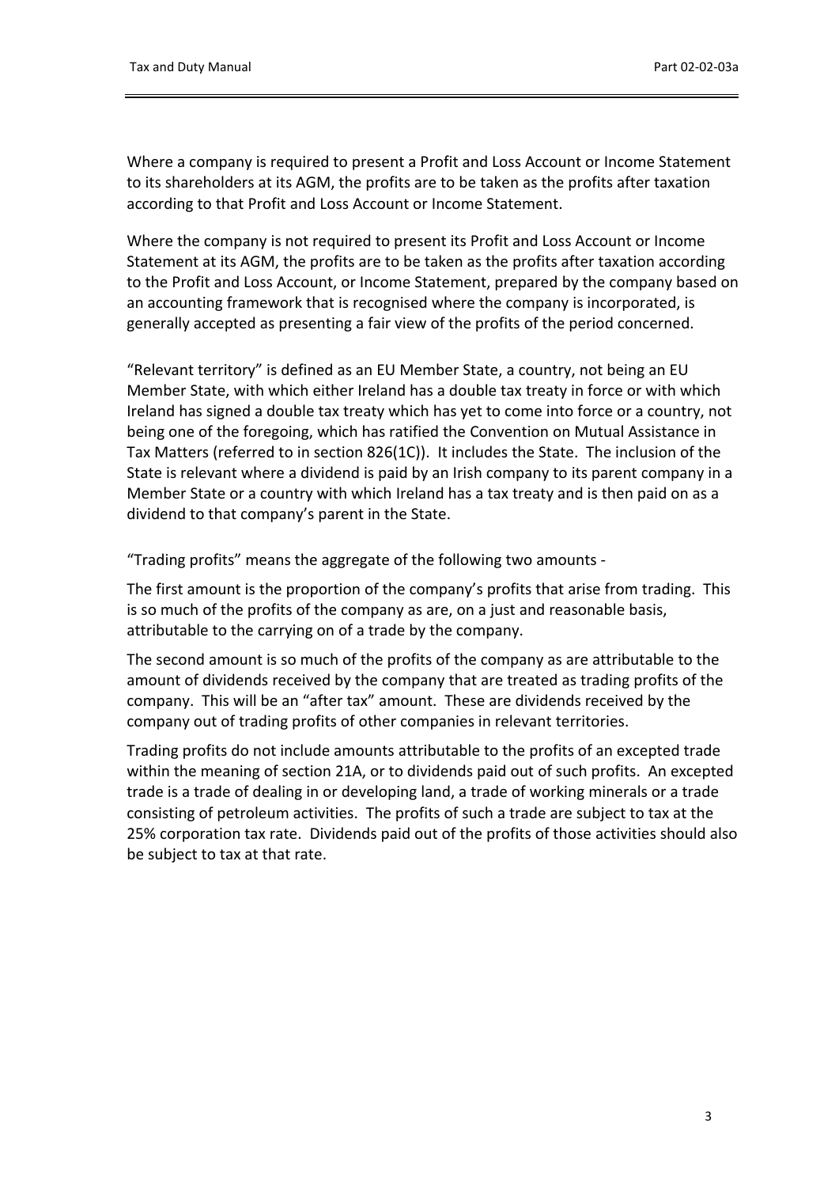Where a company is required to present a Profit and Loss Account or Income Statement to its shareholders at its AGM, the profits are to be taken as the profits after taxation according to that Profit and Loss Account or Income Statement.

Where the company is not required to present its Profit and Loss Account or Income Statement at its AGM, the profits are to be taken as the profits after taxation according to the Profit and Loss Account, or Income Statement, prepared by the company based on an accounting framework that is recognised where the company is incorporated, is generally accepted as presenting a fair view of the profits of the period concerned.

"Relevant territory" is defined as an EU Member State, a country, not being an EU Member State, with which either Ireland has a double tax treaty in force or with which Ireland has signed a double tax treaty which has yet to come into force or a country, not being one of the foregoing, which has ratified the Convention on Mutual Assistance in Tax Matters (referred to in section 826(1C)). It includes the State. The inclusion of the State is relevant where a dividend is paid by an Irish company to its parent company in a Member State or a country with which Ireland has a tax treaty and is then paid on as a dividend to that company's parent in the State.

"Trading profits" means the aggregate of the following two amounts -

The first amount is the proportion of the company's profits that arise from trading. This is so much of the profits of the company as are, on a just and reasonable basis, attributable to the carrying on of a trade by the company.

The second amount is so much of the profits of the company as are attributable to the amount of dividends received by the company that are treated as trading profits of the company. This will be an "after tax" amount. These are dividends received by the company out of trading profits of other companies in relevant territories.

Trading profits do not include amounts attributable to the profits of an excepted trade within the meaning of section 21A, or to dividends paid out of such profits. An excepted trade is a trade of dealing in or developing land, a trade of working minerals or a trade consisting of petroleum activities. The profits of such a trade are subject to tax at the 25% corporation tax rate. Dividends paid out of the profits of those activities should also be subject to tax at that rate.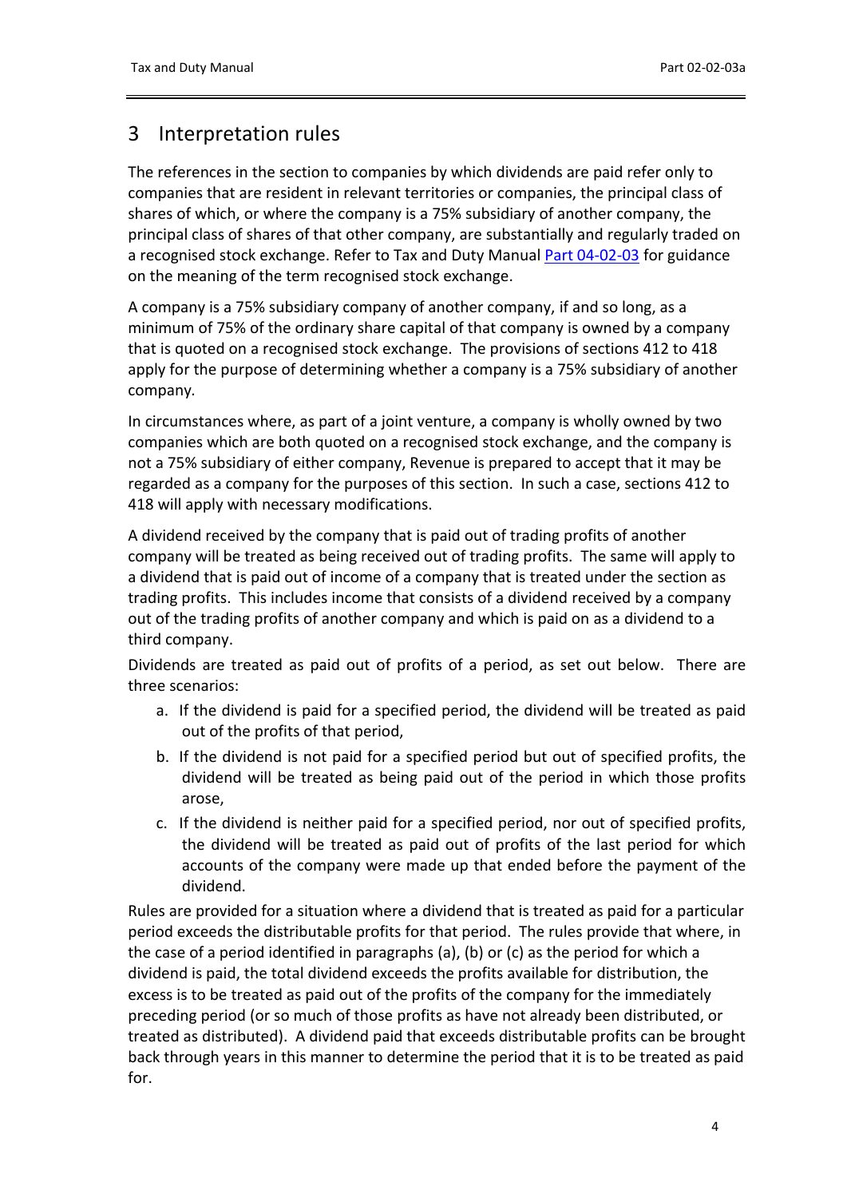## 3 Interpretation rules

The references in the section to companies by which dividends are paid refer only to companies that are resident in relevant territories or companies, the principal class of shares of which, or where the company is a 75% subsidiary of another company, the principal class of shares of that other company, are substantially and regularly traded on a recognised stock exchange. Refer to Tax and Duty Manual Part 04-02-03 for guidance on the meaning of the term recognised stock exchange.

A company is a 75% subsidiary company of another company, if and so long, as a minimum of 75% of the ordinary share capital of that company is owned by a company that is quoted on a recognised stock exchange. The provisions of sections 412 to 418 apply for the purpose of determining whether a company is a 75% subsidiary of another company.

In circumstances where, as part of a joint venture, a company is wholly owned by two companies which are both quoted on a recognised stock exchange, and the company is not a 75% subsidiary of either company, Revenue is prepared to accept that it may be regarded as a company for the purposes of this section. In such a case, sections 412 to 418 will apply with necessary modifications.

A dividend received by the company that is paid out of trading profits of another company will be treated as being received out of trading profits. The same will apply to a dividend that is paid out of income of a company that is treated under the section as trading profits. This includes income that consists of a dividend received by a company out of the trading profits of another company and which is paid on as a dividend to a third company.

Dividends are treated as paid out of profits of a period, as set out below. There are three scenarios:

a. If the dividend is paid for a specified period, the dividend will be treated as paid out of the profits of that period,
b. If the dividend is not paid for a specified period but out of specified profits, the dividend will be treated as being paid out of the period in which those profits arose,
c. If the dividend is neither paid for a specified period, nor out of specified profits, the dividend will be treated as paid out of profits of the last period for which accounts of the company were made up that ended before the payment of the dividend.

Rules are provided for a situation where a dividend that is treated as paid for a particular period exceeds the distributable profits for that period. The rules provide that where, in the case of a period identified in paragraphs (a), (b) or (c) as the period for which a dividend is paid, the total dividend exceeds the profits available for distribution, the excess is to be treated as paid out of the profits of the company for the immediately preceding period (or so much of those profits as have not already been distributed, or treated as distributed). A dividend paid that exceeds distributable profits can be brought back through years in this manner to determine the period that it is to be treated as paid for.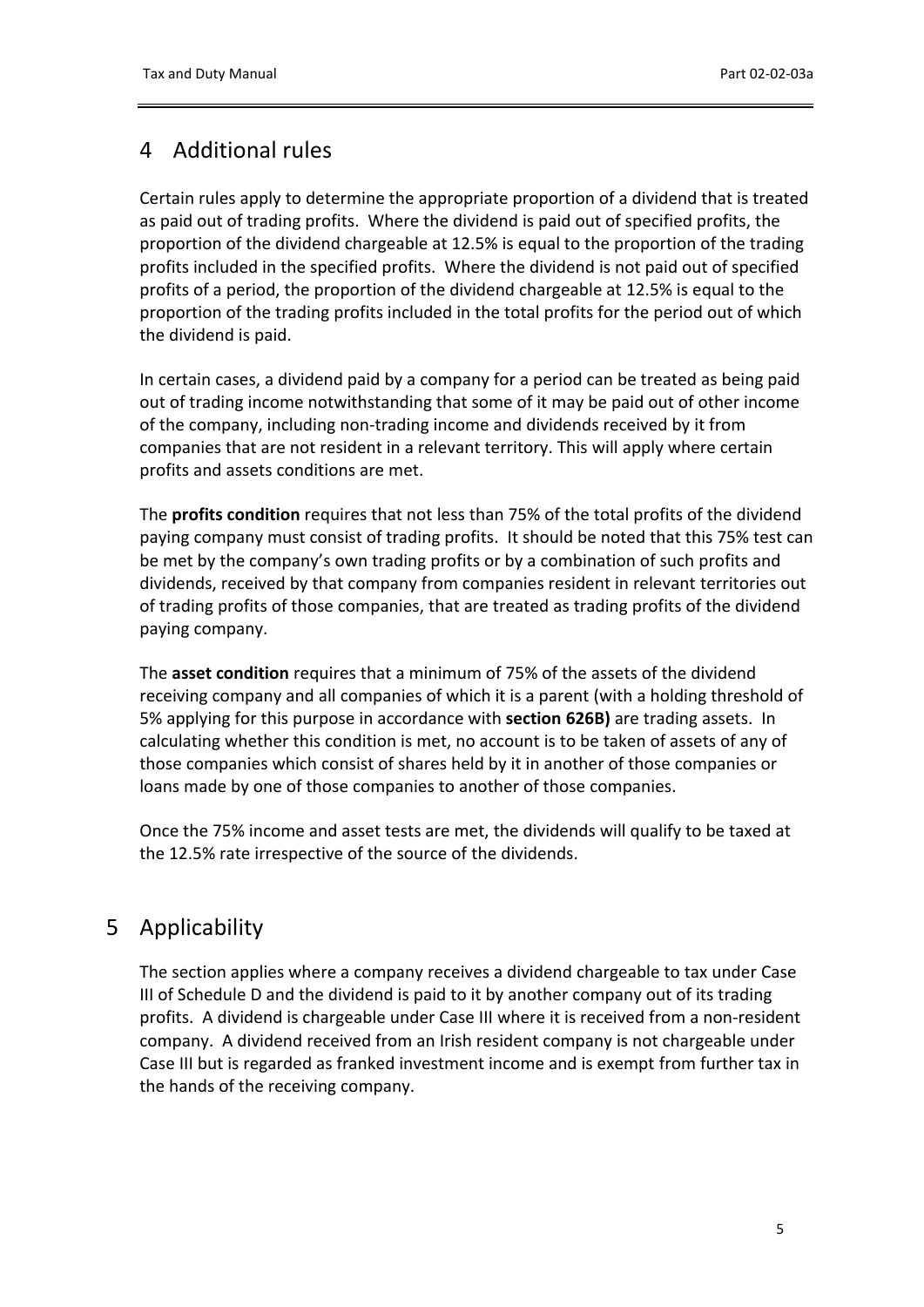# 4 Additional rules

Certain rules apply to determine the appropriate proportion of a dividend that is treated as paid out of trading profits. Where the dividend is paid out of specified profits, the proportion of the dividend chargeable at 12.5% is equal to the proportion of the trading profits included in the specified profits. Where the dividend is not paid out of specified profits of a period, the proportion of the dividend chargeable at 12.5% is equal to the proportion of the trading profits included in the total profits for the period out of which the dividend is paid.

In certain cases, a dividend paid by a company for a period can be treated as being paid out of trading income notwithstanding that some of it may be paid out of other income of the company, including non-trading income and dividends received by it from companies that are not resident in a relevant territory. This will apply where certain profits and assets conditions are met.

The **profits condition** requires that not less than 75% of the total profits of the dividend paying company must consist of trading profits. It should be noted that this 75% test can be met by the company's own trading profits or by a combination of such profits and dividends, received by that company from companies resident in relevant territories out of trading profits of those companies, that are treated as trading profits of the dividend paying company.

The **asset condition** requires that a minimum of 75% of the assets of the dividend receiving company and all companies of which it is a parent (with a holding threshold of 5% applying for this purpose in accordance with **section 626B)** are trading assets. In calculating whether this condition is met, no account is to be taken of assets of any of those companies which consist of shares held by it in another of those companies or loans made by one of those companies to another of those companies.

Once the 75% income and asset tests are met, the dividends will qualify to be taxed at the 12.5% rate irrespective of the source of the dividends.

# 5 Applicability

The section applies where a company receives a dividend chargeable to tax under Case III of Schedule D and the dividend is paid to it by another company out of its trading profits. A dividend is chargeable under Case III where it is received from a non-resident company. A dividend received from an Irish resident company is not chargeable under Case III but is regarded as franked investment income and is exempt from further tax in the hands of the receiving company.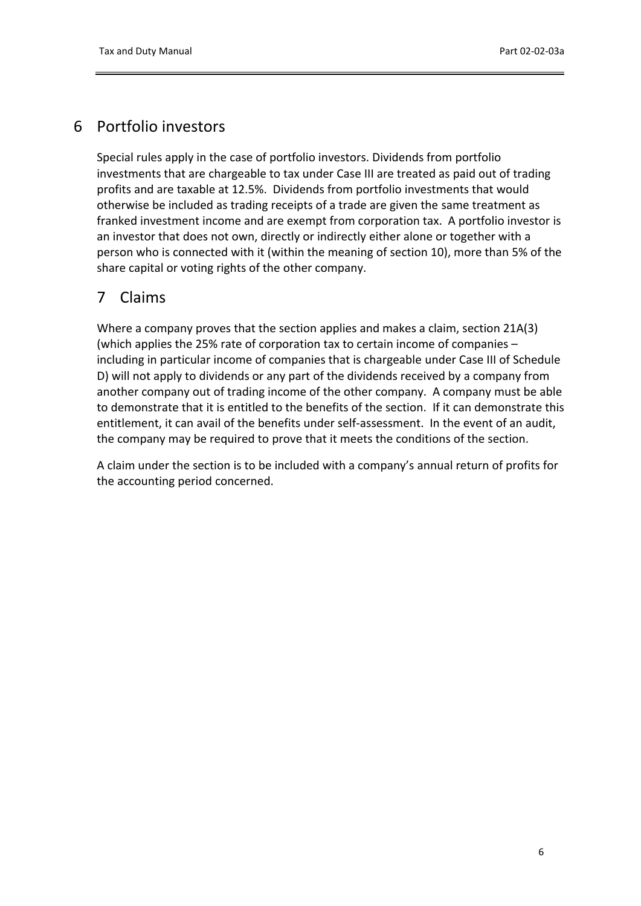## 6 Portfolio investors

Special rules apply in the case of portfolio investors. Dividends from portfolio investments that are chargeable to tax under Case III are treated as paid out of trading profits and are taxable at 12.5%. Dividends from portfolio investments that would otherwise be included as trading receipts of a trade are given the same treatment as franked investment income and are exempt from corporation tax. A portfolio investor is an investor that does not own, directly or indirectly either alone or together with a person who is connected with it (within the meaning of section 10), more than 5% of the share capital or voting rights of the other company.

## 7 Claims

Where a company proves that the section applies and makes a claim, section 21A(3) (which applies the 25% rate of corporation tax to certain income of companies – including in particular income of companies that is chargeable under Case III of Schedule D) will not apply to dividends or any part of the dividends received by a company from another company out of trading income of the other company. A company must be able to demonstrate that it is entitled to the benefits of the section. If it can demonstrate this entitlement, it can avail of the benefits under self-assessment. In the event of an audit, the company may be required to prove that it meets the conditions of the section.

A claim under the section is to be included with a company's annual return of profits for the accounting period concerned.